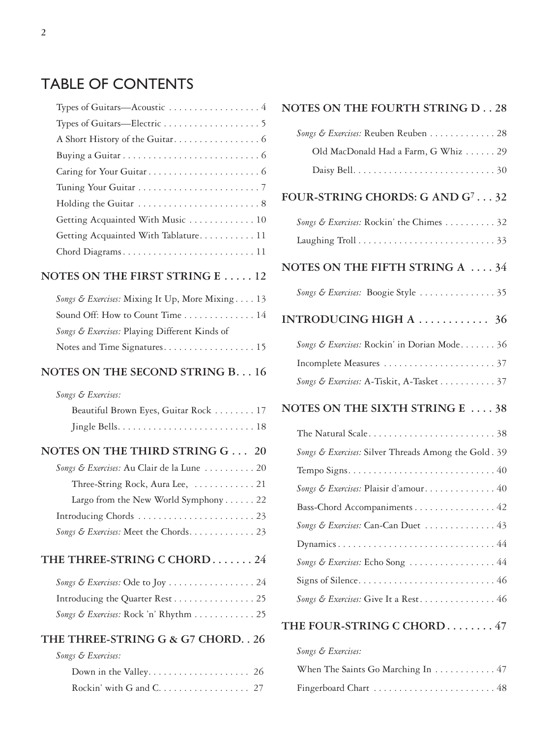# TABLE OF CONTENTS

Types of Guitars—Acoustic . . . . . . . . . . . . . . . . . . 4
Types of Guitars—Electric . . . . . . . . . . . . . . . . . . . 5
A Short History of the Guitar. . . . . . . . . . . . . . . . . 6
Buying a Guitar . . . . . . . . . . . . . . . . . . . . . . . . . . . 6
Caring for Your Guitar . . . . . . . . . . . . . . . . . . . . . . 6
Tuning Your Guitar . . . . . . . . . . . . . . . . . . . . . . . . 7
Holding the Guitar . . . . . . . . . . . . . . . . . . . . . . . . 8
Getting Acquainted With Music . . . . . . . . . . . . . 10
Getting Acquainted With Tablature. . . . . . . . . . . 11
Chord Diagrams . . . . . . . . . . . . . . . . . . . . . . . . . . 11

**NOTES ON THE FIRST STRING E . . . . . 12**

*Songs & Exercises:* Mixing It Up, More Mixing . . . . 13
Sound Off: How to Count Time . . . . . . . . . . . . . . 14
*Songs & Exercises:* Playing Different Kinds of
Notes and Time Signatures. . . . . . . . . . . . . . . . . . 15

**NOTES ON THE SECOND STRING B. . . 16**

*Songs & Exercises:*
Beautiful Brown Eyes, Guitar Rock . . . . . . . . 17
Jingle Bells. . . . . . . . . . . . . . . . . . . . . . . . . . . 18

**NOTES ON THE THIRD STRING G . . . 20**

*Songs & Exercises:* Au Clair de la Lune . . . . . . . . . . 20
Three-String Rock, Aura Lee, . . . . . . . . . . . . 21
Largo from the New World Symphony . . . . . . 22
Introducing Chords . . . . . . . . . . . . . . . . . . . . . . . 23
*Songs & Exercises:* Meet the Chords. . . . . . . . . . . . 23

**THE THREE-STRING C CHORD . . . . . . . 24**

*Songs & Exercises:* Ode to Joy . . . . . . . . . . . . . . . . . 24
Introducing the Quarter Rest . . . . . . . . . . . . . . . . 25
*Songs & Exercises:* Rock 'n' Rhythm . . . . . . . . . . . . 25

**THE THREE-STRING G & G7 CHORD. . 26**

*Songs & Exercises:*
Down in the Valley. . . . . . . . . . . . . . . . . . . . 26
Rockin' with G and C. . . . . . . . . . . . . . . . . . 27

**NOTES ON THE FOURTH STRING D . . 28**

*Songs & Exercises:* Reuben Reuben . . . . . . . . . . . . . 28
Old MacDonald Had a Farm, G Whiz . . . . . . 29
Daisy Bell. . . . . . . . . . . . . . . . . . . . . . . . . . . . 30

**FOUR-STRING CHORDS: G AND G7 . . . 32**

*Songs & Exercises:* Rockin' the Chimes . . . . . . . . . . 32
Laughing Troll . . . . . . . . . . . . . . . . . . . . . . . . . . . 33

**NOTES ON THE FIFTH STRING A . . . . 34**

*Songs & Exercises:* Boogie Style . . . . . . . . . . . . . . . 35

**INTRODUCING HIGH A . . . . . . . . . . . . 36**

*Songs & Exercises:* Rockin' in Dorian Mode. . . . . . . 36
Incomplete Measures . . . . . . . . . . . . . . . . . . . . . . 37
*Songs & Exercises:* A-Tiskit, A-Tasket . . . . . . . . . . . 37

**NOTES ON THE SIXTH STRING E . . . . 38**

The Natural Scale. . . . . . . . . . . . . . . . . . . . . . . . . 38
*Songs & Exercises:* Silver Threads Among the Gold . 39
Tempo Signs. . . . . . . . . . . . . . . . . . . . . . . . . . . . . 40
*Songs & Exercises:* Plaisir d'amour. . . . . . . . . . . . . . 40
Bass-Chord Accompaniments . . . . . . . . . . . . . . . . 42
*Songs & Exercises:* Can-Can Duet . . . . . . . . . . . . . . 43
Dynamics . . . . . . . . . . . . . . . . . . . . . . . . . . . . . . . 44
*Songs & Exercises:* Echo Song . . . . . . . . . . . . . . . . . 44
Signs of Silence. . . . . . . . . . . . . . . . . . . . . . . . . . . 46
*Songs & Exercises:* Give It a Rest. . . . . . . . . . . . . . . 46

**THE FOUR-STRING C CHORD . . . . . . . . 47**

*Songs & Exercises:*
When The Saints Go Marching In . . . . . . . . . . . . 47
Fingerboard Chart . . . . . . . . . . . . . . . . . . . . . . . . 48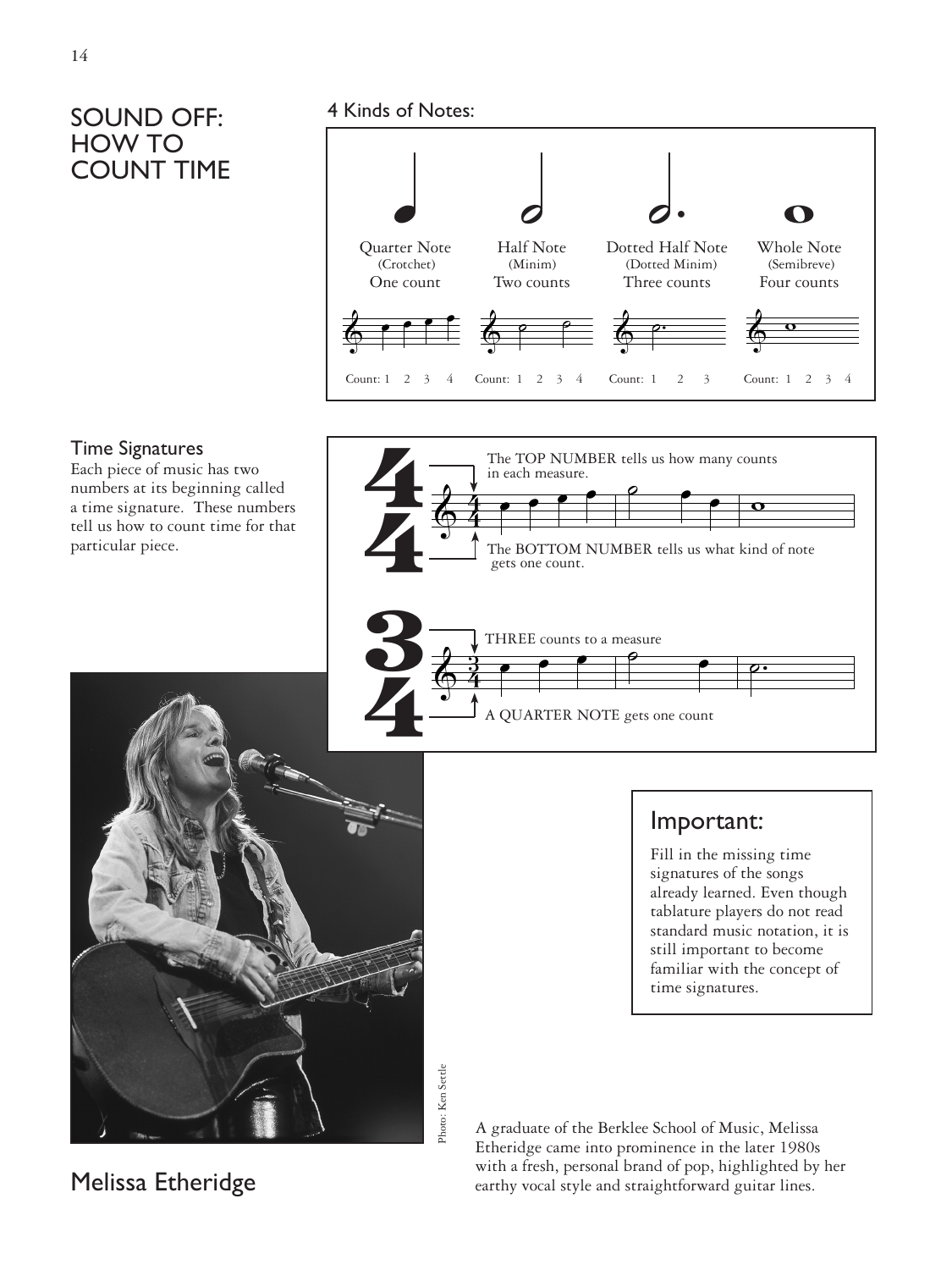# SOUND OFF: HOW TO COUNT TIME

## 4 Kinds of Notes:

Quarter Note
(Crotchet)
One count

Half Note
(Minim)
Two counts

Dotted Half Note
(Dotted Minim)
Three counts

Whole Note
(Semibreve)
Four counts

Count: 1 2 3 4

Count: 1 2 3 4

Count: 1 2 3

Count: 1 2 3 4

## Time Signatures

Each piece of music has two numbers at its beginning called a time signature. These numbers tell us how to count time for that particular piece.

4
4

The TOP NUMBER tells us how many counts in each measure.

The BOTTOM NUMBER tells us what kind of note gets one count.

3
4

THREE counts to a measure

A QUARTER NOTE gets one count

## Important:

Fill in the missing time signatures of the songs already learned. Even though tablature players do not read standard music notation, it is still important to become familiar with the concept of time signatures.

Photo: Ken Settle

Melissa Etheridge

A graduate of the Berklee School of Music, Melissa Etheridge came into prominence in the later 1980s with a fresh, personal brand of pop, highlighted by her earthy vocal style and straightforward guitar lines.